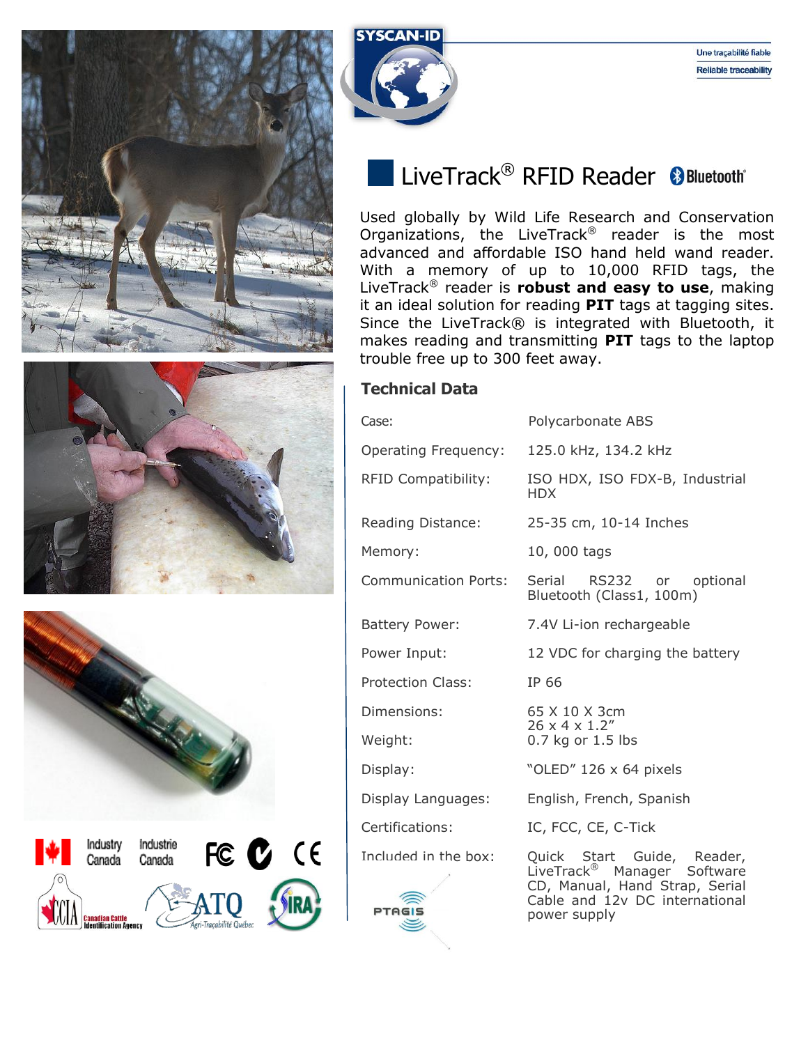SYSCAN-ID

Une traçabilité fiable
Reliable traceability

# LiveTrack® RFID Reader Bluetooth®

Used globally by Wild Life Research and Conservation Organizations, the LiveTrack® reader is the most advanced and affordable ISO hand held wand reader. With a memory of up to 10,000 RFID tags, the LiveTrack® reader is **robust and easy to use**, making it an ideal solution for reading **PIT** tags at tagging sites. Since the LiveTrack® is integrated with Bluetooth, it makes reading and transmitting **PIT** tags to the laptop trouble free up to 300 feet away.

## Technical Data

| | |
|---|---|
| Case: | Polycarbonate ABS |
| Operating Frequency: | 125.0 kHz, 134.2 kHz |
| RFID Compatibility: | ISO HDX, ISO FDX-B, Industrial HDX |
| Reading Distance: | 25-35 cm, 10-14 Inches |
| Memory: | 10, 000 tags |
| Communication Ports: | Serial RS232 or optional Bluetooth (Class1, 100m) |
| Battery Power: | 7.4V Li-ion rechargeable |
| Power Input: | 12 VDC for charging the battery |
| Protection Class: | IP 66 |
| Dimensions: | 65 X 10 X 3cm<br>26 x 4 x 1.2" |
| Weight: | 0.7 kg or 1.5 lbs |
| Display: | "OLED" 126 x 64 pixels |
| Display Languages: | English, French, Spanish |
| Certifications: | IC, FCC, CE, C-Tick |
| Included in the box: | Quick Start Guide, Reader, LiveTrack® Manager Software CD, Manual, Hand Strap, Serial Cable and 12v DC international power supply |

PTAGIS

Industry Canada Industrie Canada FC CE

CCIA Canadian Cattle Identification Agency ATQ Agri-Traçabilité Québec IRA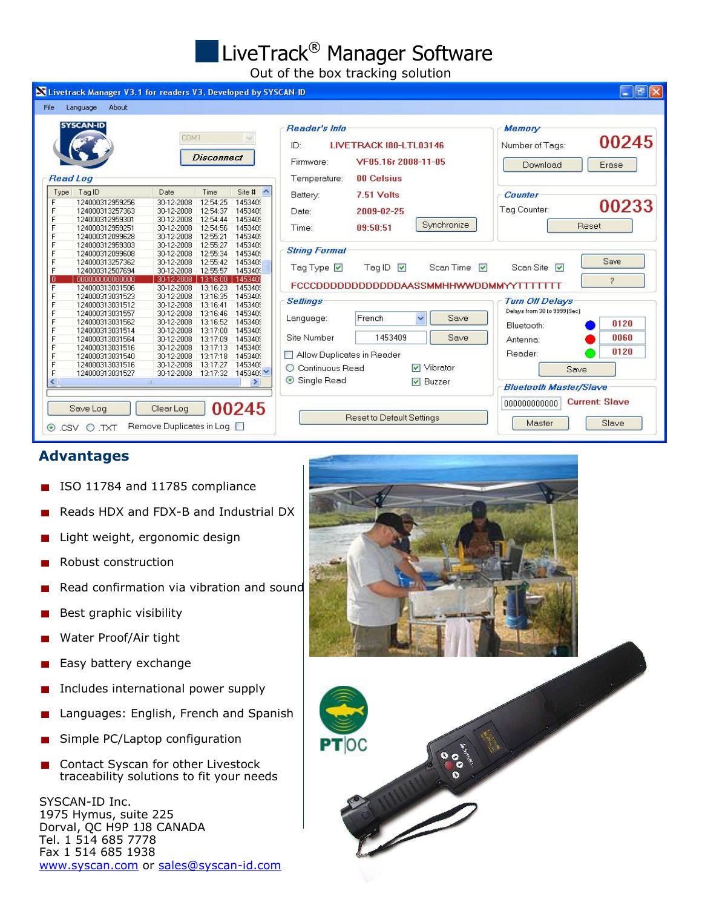# LiveTrack® Manager Software

Out of the box tracking solution

## Advantages

- ISO 11784 and 11785 compliance
- Reads HDX and FDX-B and Industrial DX
- Light weight, ergonomic design
- Robust construction
- Read confirmation via vibration and sound
- Best graphic visibility
- Water Proof/Air tight
- Easy battery exchange
- Includes international power supply
- Languages: English, French and Spanish
- Simple PC/Laptop configuration
- Contact Syscan for other Livestock traceability solutions to fit your needs

SYSCAN-ID Inc.
1975 Hymus, suite 225
Dorval, QC H9P 1J8 CANADA
Tel. 1 514 685 7778
Fax 1 514 685 1938
www.syscan.com or sales@syscan-id.com